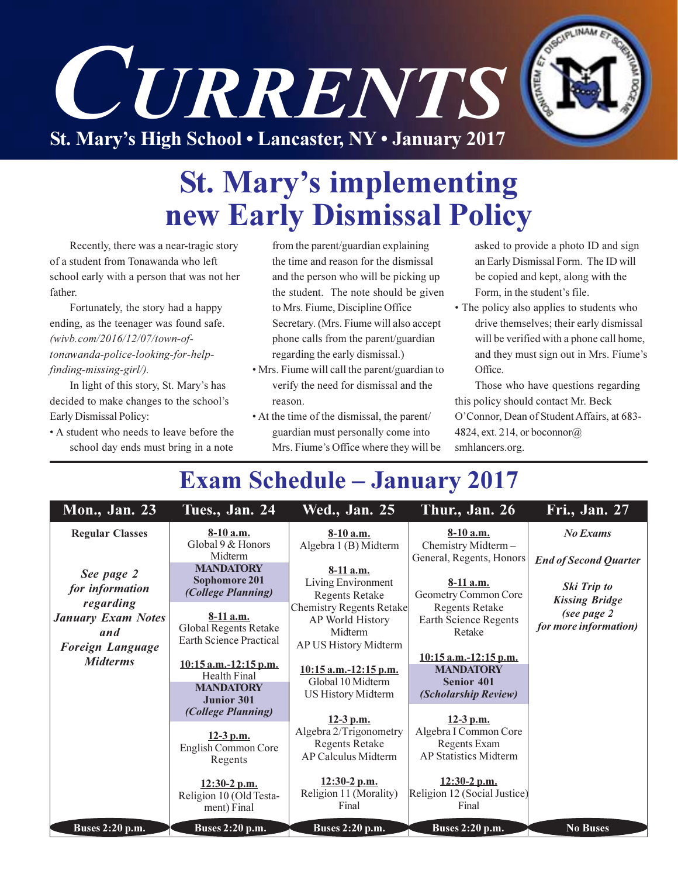# CURRENTS

**St. Mary's High School • Lancaster, NY • January 2017**

# St. Mary's implementing new Early Dismissal Policy

Recently, there was a near-tragic story of a student from Tonawanda who left school early with a person that was not her father.

Fortunately, the story had a happy ending, as the teenager was found safe. *(wivb.com/2016/12/07/town-of-tonawanda-police-looking-for-help-finding-missing-girl/).*

In light of this story, St. Mary's has decided to make changes to the school's Early Dismissal Policy:

- A student who needs to leave before the school day ends must bring in a note from the parent/guardian explaining the time and reason for the dismissal and the person who will be picking up the student. The note should be given to Mrs. Fiume, Discipline Office Secretary. (Mrs. Fiume will also accept phone calls from the parent/guardian regarding the early dismissal.)
- Mrs. Fiume will call the parent/guardian to verify the need for dismissal and the reason.
- At the time of the dismissal, the parent/guardian must personally come into Mrs. Fiume's Office where they will be asked to provide a photo ID and sign an Early Dismissal Form. The ID will be copied and kept, along with the Form, in the student's file.
- The policy also applies to students who drive themselves; their early dismissal will be verified with a phone call home, and they must sign out in Mrs. Fiume's Office.

Those who have questions regarding this policy should contact Mr. Beck O'Connor, Dean of Student Affairs, at 683-4824, ext. 214, or boconnor@smhlancers.org.

## Exam Schedule – January 2017

| Mon., Jan. 23 | Tues., Jan. 24 | Wed., Jan. 25 | Thur., Jan. 26 | Fri., Jan. 27 |
|---|---|---|---|---|
| **Regular Classes**<br><br>***See page 2 for information regarding January Exam Notes and Foreign Language Midterms*** | **8-10 a.m.**<br>Global 9 & Honors Midterm<br>**MANDATORY Sophomore 201 *(College Planning)***<br><br>**8-11 a.m.**<br>Global Regents Retake<br>Earth Science Practical<br><br>**10:15 a.m.-12:15 p.m.**<br>Health Final<br>**MANDATORY Junior 301 *(College Planning)***<br><br>**12-3 p.m.**<br>English Common Core Regents<br><br>**12:30-2 p.m.**<br>Religion 10 (Old Testament) Final | **8-10 a.m.**<br>Algebra 1 (B) Midterm<br><br>**8-11 a.m.**<br>Living Environment Regents Retake<br>Chemistry Regents Retake<br>AP World History Midterm<br>AP US History Midterm<br><br>**10:15 a.m.-12:15 p.m.**<br>Global 10 Midterm<br>US History Midterm<br><br>**12-3 p.m.**<br>Algebra 2/Trigonometry Regents Retake<br>AP Calculus Midterm<br><br>**12:30-2 p.m.**<br>Religion 11 (Morality) Final | **8-10 a.m.**<br>Chemistry Midterm – General, Regents, Honors<br><br>**8-11 a.m.**<br>Geometry Common Core Regents Retake<br>Earth Science Regents Retake<br><br>**10:15 a.m.-12:15 p.m.**<br>**MANDATORY Senior 401 *(Scholarship Review)***<br><br>**12-3 p.m.**<br>Algebra I Common Core Regents Exam<br>AP Statistics Midterm<br><br>**12:30-2 p.m.**<br>Religion 12 (Social Justice) Final | ***No Exams***<br><br>***End of Second Quarter***<br><br>***Ski Trip to Kissing Bridge (see page 2 for more information)*** |
| **Buses 2:20 p.m.** | **Buses 2:20 p.m.** | **Buses 2:20 p.m.** | **Buses 2:20 p.m.** | **No Buses** |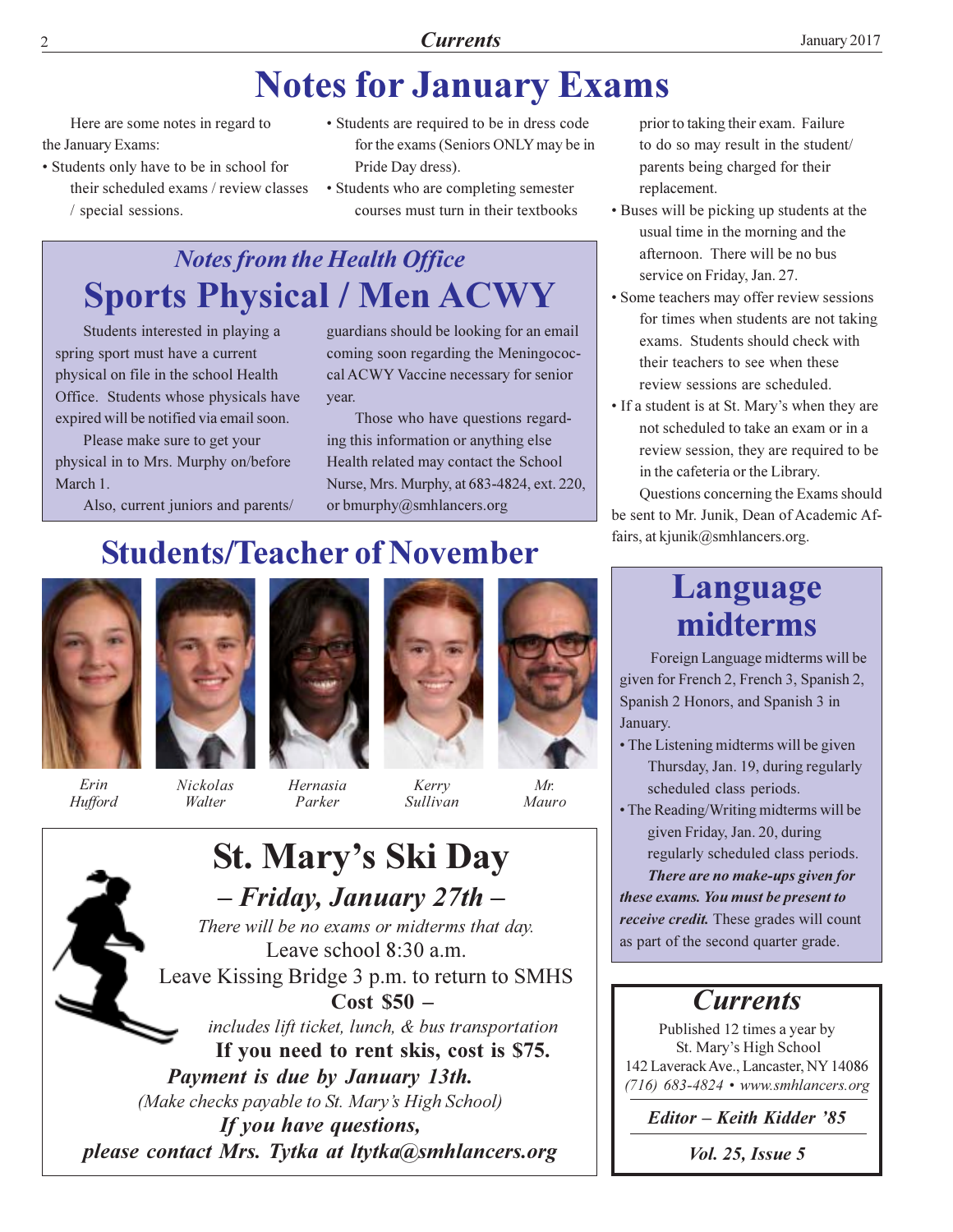# Notes for January Exams

Here are some notes in regard to the January Exams:

- Students only have to be in school for their scheduled exams / review classes / special sessions.
- Students are required to be in dress code for the exams (Seniors ONLY may be in Pride Day dress).
- Students who are completing semester courses must turn in their textbooks prior to taking their exam. Failure to do so may result in the student/ parents being charged for their replacement.
- Buses will be picking up students at the usual time in the morning and the afternoon. There will be no bus service on Friday, Jan. 27.
- Some teachers may offer review sessions for times when students are not taking exams. Students should check with their teachers to see when these review sessions are scheduled.
- If a student is at St. Mary's when they are not scheduled to take an exam or in a review session, they are required to be in the cafeteria or the Library.

Questions concerning the Exams should be sent to Mr. Junik, Dean of Academic Affairs, at kjunik@smhlancers.org.

## *Notes from the Health Office*

## Sports Physical / Men ACWY

Students interested in playing a spring sport must have a current physical on file in the school Health Office. Students whose physicals have expired will be notified via email soon.

Please make sure to get your physical in to Mrs. Murphy on/before March 1.

Also, current juniors and parents/ guardians should be looking for an email coming soon regarding the Meningococcal ACWY Vaccine necessary for senior year.

Those who have questions regarding this information or anything else Health related may contact the School Nurse, Mrs. Murphy, at 683-4824, ext. 220, or bmurphy@smhlancers.org

## Students/Teacher of November

*Erin Hufford* — *Nickolas Walter* — *Hernasia Parker* — *Kerry Sullivan* — *Mr. Mauro*

## St. Mary's Ski Day

### *– Friday, January 27th –*

*There will be no exams or midterms that day.*

Leave school 8:30 a.m.

Leave Kissing Bridge 3 p.m. to return to SMHS

**Cost $50 –**

*includes lift ticket, lunch, & bus transportation*

**If you need to rent skis, cost is $75.**

***Payment is due by January 13th.***

*(Make checks payable to St. Mary's High School)*

***If you have questions, please contact Mrs. Tytka at ltytka@smhlancers.org***

## Language midterms

Foreign Language midterms will be given for French 2, French 3, Spanish 2, Spanish 2 Honors, and Spanish 3 in January.

- The Listening midterms will be given Thursday, Jan. 19, during regularly scheduled class periods.
- The Reading/Writing midterms will be given Friday, Jan. 20, during regularly scheduled class periods.

***There are no make-ups given for these exams. You must be present to receive credit.*** These grades will count as part of the second quarter grade.

## *Currents*

Published 12 times a year by St. Mary's High School
142 Laverack Ave., Lancaster, NY 14086
*(716) 683-4824 • www.smhlancers.org*

***Editor – Keith Kidder '85***

***Vol. 25, Issue 5***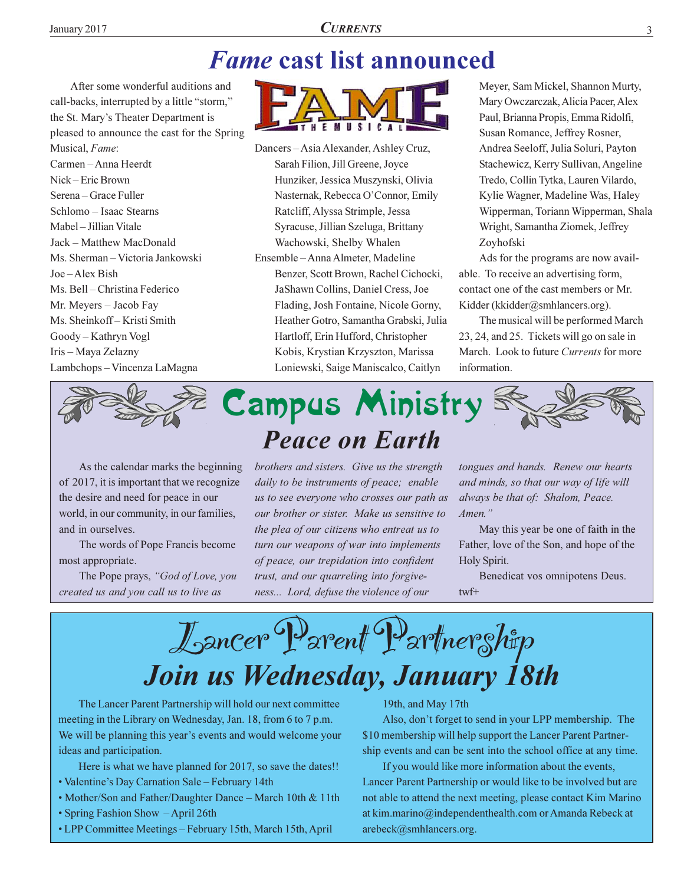# *Fame* cast list announced

After some wonderful auditions and call-backs, interrupted by a little "storm," the St. Mary's Theater Department is pleased to announce the cast for the Spring Musical, *Fame*:

Carmen – Anna Heerdt
Nick – Eric Brown
Serena – Grace Fuller
Schlomo – Isaac Stearns
Mabel – Jillian Vitale
Jack – Matthew MacDonald
Ms. Sherman – Victoria Jankowski
Joe – Alex Bish
Ms. Bell – Christina Federico
Mr. Meyers – Jacob Fay
Ms. Sheinkoff – Kristi Smith
Goody – Kathryn Vogl
Iris – Maya Zelazny
Lambchops – Vincenza LaMagna

FAME THE MUSICAL

Dancers – Asia Alexander, Ashley Cruz, Sarah Filion, Jill Greene, Joyce Hunziker, Jessica Muszynski, Olivia Nasternak, Rebecca O'Connor, Emily Ratcliff, Alyssa Strimple, Jessa Syracuse, Jillian Szeluga, Brittany Wachowski, Shelby Whalen

Ensemble – Anna Almeter, Madeline Benzer, Scott Brown, Rachel Cichocki, JaShawn Collins, Daniel Cress, Joe Flading, Josh Fontaine, Nicole Gorny, Heather Gotro, Samantha Grabski, Julia Hartloff, Erin Hufford, Christopher Kobis, Krystian Krzyszton, Marissa Loniewski, Saige Maniscalco, Caitlyn Meyer, Sam Mickel, Shannon Murty, Mary Owczarczak, Alicia Pacer, Alex Paul, Brianna Propis, Emma Ridolfi, Susan Romance, Jeffrey Rosner, Andrea Seeloff, Julia Soluri, Payton Stachewicz, Kerry Sullivan, Angeline Tredo, Collin Tytka, Lauren Vilardo, Kylie Wagner, Madeline Was, Haley Wipperman, Toriann Wipperman, Shala Wright, Samantha Ziomek, Jeffrey Zoyhofski

Ads for the programs are now available. To receive an advertising form, contact one of the cast members or Mr. Kidder (kkidder@smhlancers.org).

The musical will be performed March 23, 24, and 25. Tickets will go on sale in March. Look to future *Currents* for more information.

# Campus Ministry

## *Peace on Earth*

As the calendar marks the beginning of 2017, it is important that we recognize the desire and need for peace in our world, in our community, in our families, and in ourselves.

The words of Pope Francis become most appropriate.

The Pope prays, *"God of Love, you created us and you call us to live as brothers and sisters. Give us the strength daily to be instruments of peace; enable us to see everyone who crosses our path as our brother or sister. Make us sensitive to the plea of our citizens who entreat us to turn our weapons of war into implements of peace, our trepidation into confident trust, and our quarreling into forgiveness... Lord, defuse the violence of our tongues and hands. Renew our hearts and minds, so that our way of life will always be that of: Shalom, Peace. Amen."*

May this year be one of faith in the Father, love of the Son, and hope of the Holy Spirit.

Benedicat vos omnipotens Deus.

twf+

# Lancer Parent Partnership

## *Join us Wednesday, January 18th*

The Lancer Parent Partnership will hold our next committee meeting in the Library on Wednesday, Jan. 18, from 6 to 7 p.m. We will be planning this year's events and would welcome your ideas and participation.

Here is what we have planned for 2017, so save the dates!!

- Valentine's Day Carnation Sale – February 14th
- Mother/Son and Father/Daughter Dance – March 10th & 11th
- Spring Fashion Show – April 26th
- LPP Committee Meetings – February 15th, March 15th, April 19th, and May 17th

Also, don't forget to send in your LPP membership. The $10 membership will help support the Lancer Parent Partnership events and can be sent into the school office at any time.

If you would like more information about the events, Lancer Parent Partnership or would like to be involved but are not able to attend the next meeting, please contact Kim Marino at kim.marino@independenthealth.com or Amanda Rebeck at arebeck@smhlancers.org.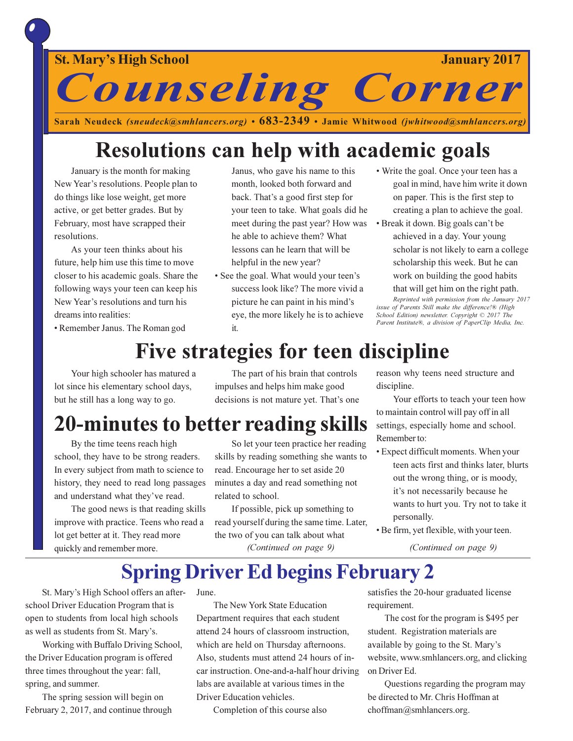St. Mary's High School — January 2017

# Counseling Corner

**Sarah Neudeck** *(sneudeck@smhlancers.org)* • **683-2349** • **Jamie Whitwood** *(jwhitwood@smhlancers.org)*

## Resolutions can help with academic goals

January is the month for making New Year's resolutions. People plan to do things like lose weight, get more active, or get better grades. But by February, most have scrapped their resolutions.

As your teen thinks about his future, help him use this time to move closer to his academic goals. Share the following ways your teen can keep his New Year's resolutions and turn his dreams into realities:

- Remember Janus. The Roman god Janus, who gave his name to this month, looked both forward and back. That's a good first step for your teen to take. What goals did he meet during the past year? How was he able to achieve them? What lessons can he learn that will be helpful in the new year?
- See the goal. What would your teen's success look like? The more vivid a picture he can paint in his mind's eye, the more likely he is to achieve it.
- Write the goal. Once your teen has a goal in mind, have him write it down on paper. This is the first step to creating a plan to achieve the goal.
- Break it down. Big goals can't be achieved in a day. Your young scholar is not likely to earn a college scholarship this week. But he can work on building the good habits that will get him on the right path.

*Reprinted with permission from the January 2017 issue of Parents Still make the difference!® (High School Edition) newsletter. Copyright © 2017 The Parent Institute®, a division of PaperClip Media, Inc.*

## Five strategies for teen discipline

Your high schooler has matured a lot since his elementary school days, but he still has a long way to go.

The part of his brain that controls impulses and helps him make good decisions is not mature yet. That's one reason why teens need structure and discipline.

Your efforts to teach your teen how to maintain control will pay off in all settings, especially home and school. Remember to:

- Expect difficult moments. When your teen acts first and thinks later, blurts out the wrong thing, or is moody, it's not necessarily because he wants to hurt you. Try not to take it personally.
- Be firm, yet flexible, with your teen.

*(Continued on page 9)*

## 20-minutes to better reading skills

By the time teens reach high school, they have to be strong readers. In every subject from math to science to history, they need to read long passages and understand what they've read.

The good news is that reading skills improve with practice. Teens who read a lot get better at it. They read more quickly and remember more.

So let your teen practice her reading skills by reading something she wants to read. Encourage her to set aside 20 minutes a day and read something not related to school.

If possible, pick up something to read yourself during the same time. Later, the two of you can talk about what

*(Continued on page 9)*

## Spring Driver Ed begins February 2

St. Mary's High School offers an after-school Driver Education Program that is open to students from local high schools as well as students from St. Mary's.

Working with Buffalo Driving School, the Driver Education program is offered three times throughout the year: fall, spring, and summer.

The spring session will begin on February 2, 2017, and continue through June.

The New York State Education Department requires that each student attend 24 hours of classroom instruction, which are held on Thursday afternoons. Also, students must attend 24 hours of in-car instruction. One-and-a-half hour driving labs are available at various times in the Driver Education vehicles.

Completion of this course also satisfies the 20-hour graduated license requirement.

The cost for the program is $495 per student. Registration materials are available by going to the St. Mary's website, www.smhlancers.org, and clicking on Driver Ed.

Questions regarding the program may be directed to Mr. Chris Hoffman at choffman@smhlancers.org.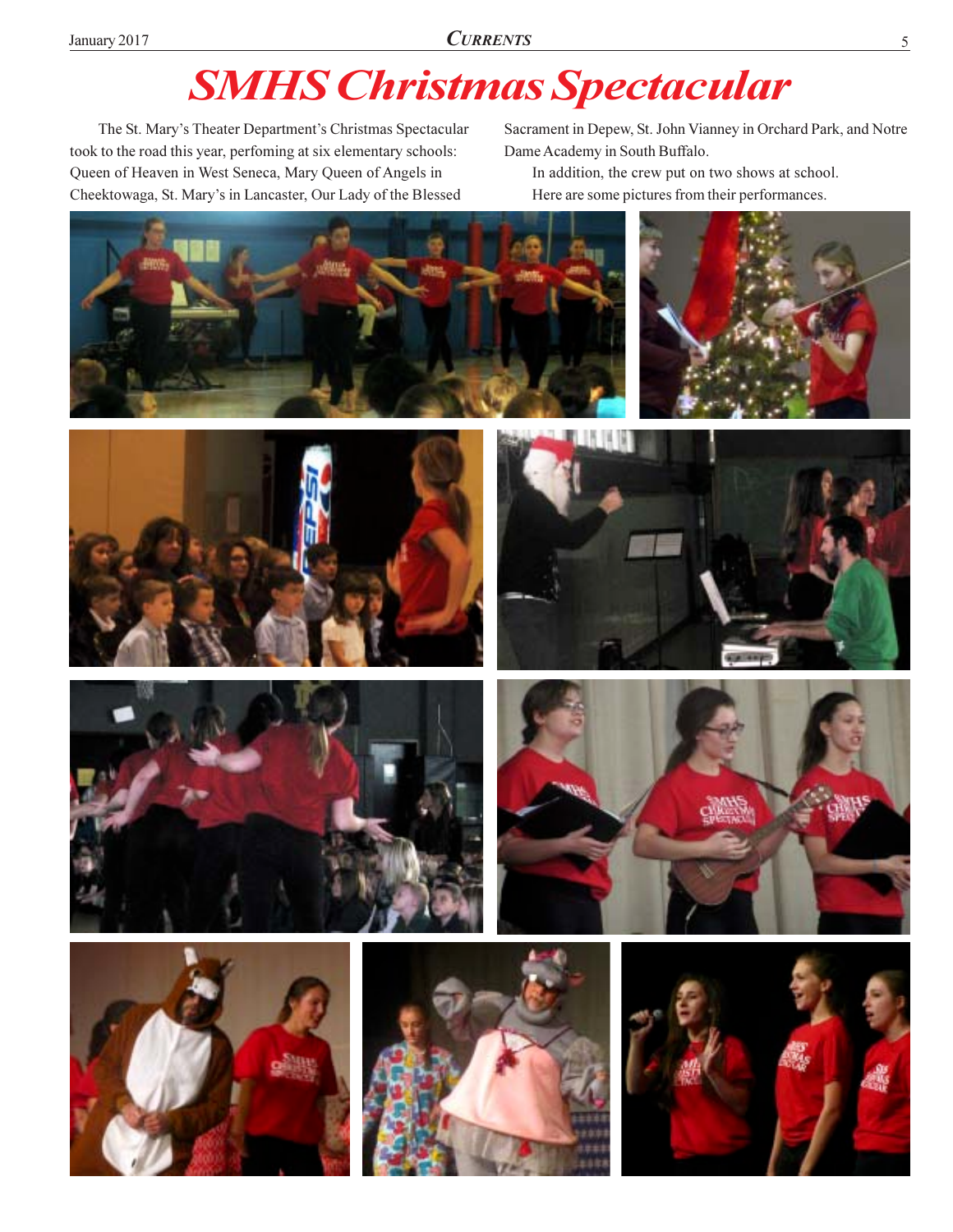# SMHS Christmas Spectacular

The St. Mary's Theater Department's Christmas Spectacular took to the road this year, perfoming at six elementary schools: Queen of Heaven in West Seneca, Mary Queen of Angels in Cheektowaga, St. Mary's in Lancaster, Our Lady of the Blessed Sacrament in Depew, St. John Vianney in Orchard Park, and Notre Dame Academy in South Buffalo.

In addition, the crew put on two shows at school.

Here are some pictures from their performances.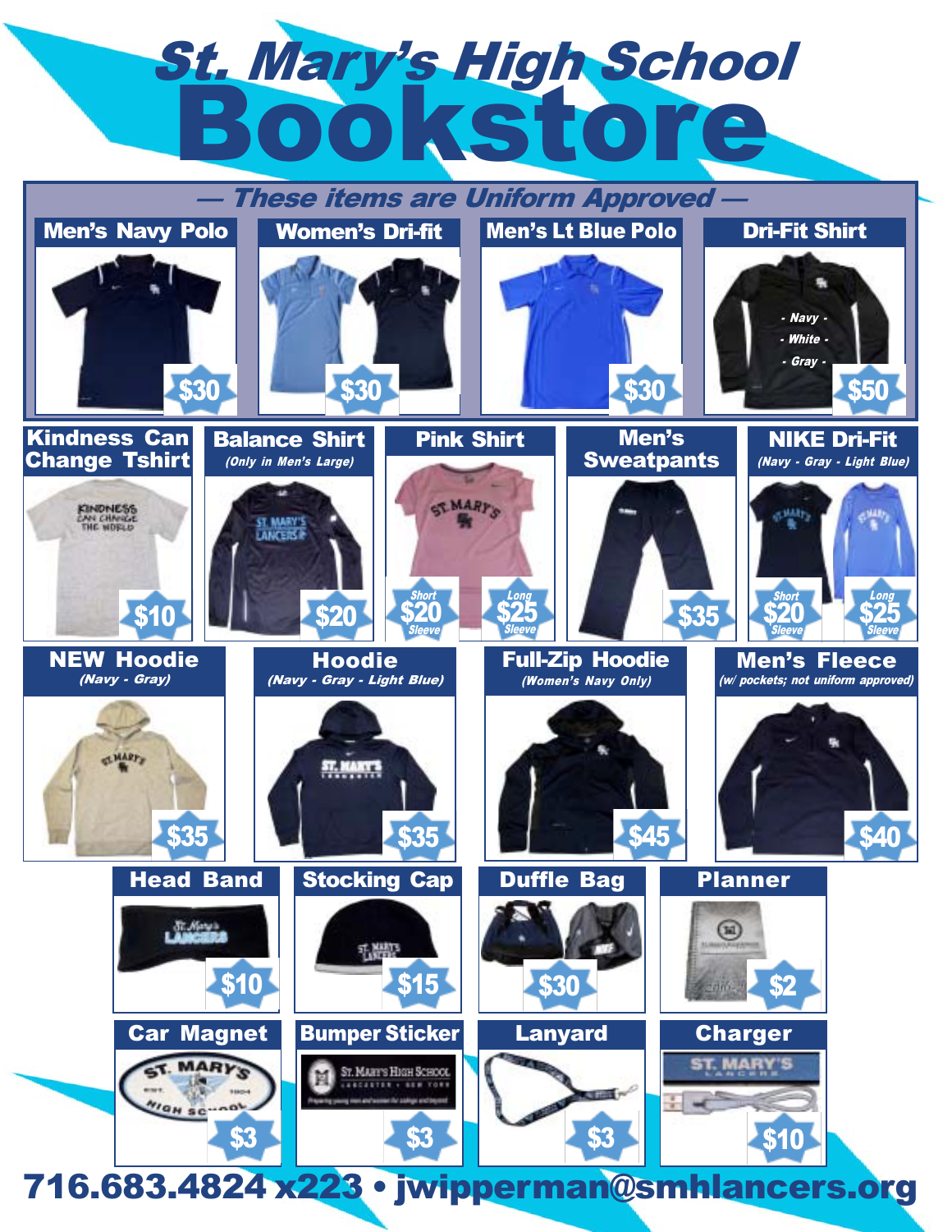# St. Mary's High School Bookstore

## — These items are Uniform Approved —

### Men's Navy Polo
$30

### Women's Dri-fit
$30

### Men's Lt Blue Polo
$30

### Dri-Fit Shirt
- Navy -
- White -
- Gray -

$50

### Kindness Can Change Tshirt
$10

### Balance Shirt
*(Only in Men's Large)*

$20

### Pink Shirt
Short Sleeve $20

Long Sleeve $25

### Men's Sweatpants
$35

### NIKE Dri-Fit
*(Navy - Gray - Light Blue)*

Short Sleeve $20

Long Sleeve $25

### NEW Hoodie
*(Navy - Gray)*

$35

### Hoodie
*(Navy - Gray - Light Blue)*

$35

### Full-Zip Hoodie
*(Women's Navy Only)*

$45

### Men's Fleece
*(w/ pockets; not uniform approved)*

$40

### Head Band
$10

### Stocking Cap
$15

### Duffle Bag
$30

### Planner
$2

### Car Magnet
$3

### Bumper Sticker
$3

### Lanyard
$3

### Charger
$10

**716.683.4824 x223 • jwipperman@smhlancers.org**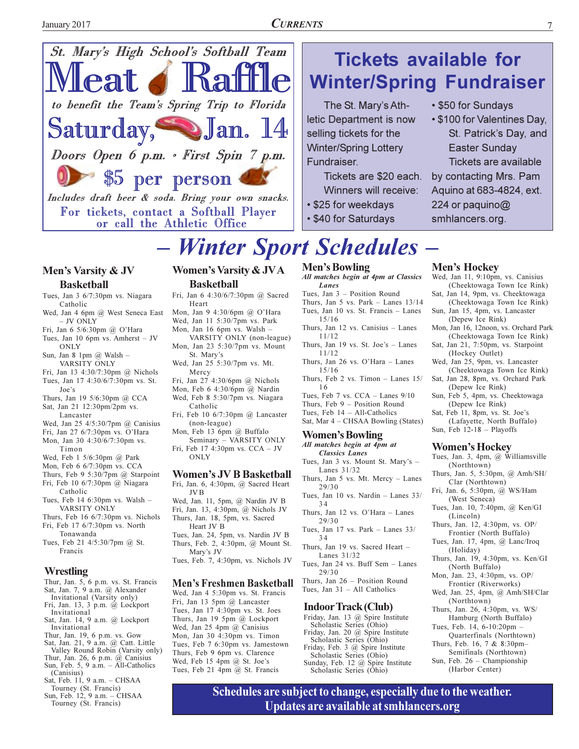## St. Mary's High School's Softball Team

# Meat Raffle

*to benefit the Team's Spring Trip to Florida*

## Saturday, Jan. 14

*Doors Open 6 p.m. • First Spin 7 p.m.*

## $5 per person

*Includes draft beer & soda. Bring your own snacks.*

For tickets, contact a Softball Player or call the Athletic Office

## Tickets available for Winter/Spring Fundraiser

The St. Mary's Athletic Department is now selling tickets for the Winter/Spring Lottery Fundraiser.

Tickets are $20 each. Winners will receive:

- $25 for weekdays
- $40 for Saturdays
- $50 for Sundays
- $100 for Valentines Day, St. Patrick's Day, and Easter Sunday

Tickets are available by contacting Mrs. Pam Aquino at 683-4824, ext. 224 or paquino@smhlancers.org.

# – *Winter Sport Schedules* –

### Men's Varsity & JV Basketball

- Tues, Jan 3 6/7:30pm vs. Niagara Catholic
- Wed, Jan 4 6pm @ West Seneca East – JV ONLY
- Fri, Jan 6 5/6:30pm @ O'Hara
- Tues, Jan 10 6pm vs. Amherst – JV ONLY
- Sun, Jan 8 1pm @ Walsh – VARSITY ONLY
- Fri, Jan 13 4:30/7:30pm @ Nichols
- Tues, Jan 17 4:30/6/7:30pm vs. St. Joe's
- Thurs, Jan 19 5/6:30pm @ CCA
- Sat, Jan 21 12:30pm/2pm vs. Lancaster
- Wed, Jan 25 4/5:30/7pm @ Canisius
- Fri, Jan 27 6/7:30pm vs. O'Hara
- Mon, Jan 30 4:30/6/7:30pm vs. Timon
- Wed, Feb 1 5/6:30pm @ Park
- Mon, Feb 6 6/7:30pm vs. CCA
- Thurs, Feb 9 5:30/7pm @ Starpoint
- Fri, Feb 10 6/7:30pm @ Niagara Catholic
- Tues, Feb 14 6:30pm vs. Walsh – VARSITY ONLY
- Thurs, Feb 16 6/7:30pm vs. Nichols
- Fri, Feb 17 6/7:30pm vs. North Tonawanda
- Tues, Feb 21 4/5:30/7pm @ St. Francis

### Wrestling

- Thur, Jan. 5, 6 p.m. vs. St. Francis
- Sat, Jan. 7, 9 a.m. @ Alexander Invitational (Varsity only)
- Fri, Jan. 13, 3 p.m. @ Lockport Invitational
- Sat, Jan. 14, 9 a.m. @ Lockport Invitational
- Thur, Jan. 19, 6 p.m. vs. Gow
- Sat, Jan. 21, 9 a.m. @ Catt. Little Valley Round Robin (Varsity only)
- Thur, Jan. 26, 6 p.m. @ Canisius
- Sun, Feb. 5, 9 a.m. – All-Catholics (Canisius)
- Sat, Feb. 11, 9 a.m. – CHSAA Tourney (St. Francis)
- Sun, Feb. 12, 9 a.m. – CHSAA Tourney (St. Francis)

### Women's Varsity & JV A Basketball

- Fri, Jan 6 4:30/6/7:30pm @ Sacred Heart
- Mon, Jan 9 4:30/6pm @ O'Hara
- Wed, Jan 11 5:30/7pm vs. Park
- Mon, Jan 16 6pm vs. Walsh – VARSITY ONLY (non-league)
- Mon, Jan 23 5:30/7pm vs. Mount St. Mary's
- Wed, Jan 25 5:30/7pm vs. Mt. Mercy
- Fri, Jan 27 4:30/6pm @ Nichols
- Mon, Feb 6 4:30/6pm @ Nardin
- Wed, Feb 8 5:30/7pm vs. Niagara Catholic
- Fri, Feb 10 6/7:30pm @ Lancaster (non-league)
- Mon, Feb 13 6pm @ Buffalo Seminary – VARSITY ONLY
- Fri, Feb 17 4:30pm vs. CCA – JV ONLY

### Women's JV B Basketball

- Fri, Jan. 6, 4:30pm, @ Sacred Heart JV B
- Wed, Jan. 11, 5pm, @ Nardin JV B
- Fri, Jan. 13, 4:30pm, @ Nichols JV
- Thurs, Jan. 18, 5pm, vs. Sacred Heart JV B
- Tues, Jan. 24, 5pm, vs. Nardin JV B
- Thurs, Feb. 2, 4:30pm, @ Mount St. Mary's JV
- Tues, Feb. 7, 4:30pm, vs. Nichols JV

### Men's Freshmen Basketball

- Wed, Jan 4 5:30pm vs. St. Francis
- Fri, Jan 13 5pm @ Lancaster
- Tues, Jan 17 4:30pm vs. St. Joes
- Thurs, Jan 19 5pm @ Lockport
- Wed, Jan 25 4pm @ Canisius
- Mon, Jan 30 4:30pm vs. Timon
- Tues, Feb 7 6:30pm vs. Jamestown
- Thurs, Feb 9 6pm vs. Clarence
- Wed, Feb 15 4pm @ St. Joe's
- Tues, Feb 21 4pm @ St. Francis

### Men's Bowling

*All matches begin at 4pm at Classics Lanes*

- Tues, Jan 3 – Position Round
- Thurs, Jan 5 vs. Park – Lanes 13/14
- Tues, Jan 10 vs. St. Francis – Lanes 15/16
- Thurs, Jan 12 vs. Canisius – Lanes 11/12
- Thurs, Jan 19 vs. St. Joe's – Lanes 11/12
- Thurs, Jan 26 vs. O'Hara – Lanes 15/16
- Thurs, Feb 2 vs. Timon – Lanes 15/16
- Tues, Feb 7 vs. CCA – Lanes 9/10
- Thurs, Feb 9 – Position Round
- Tues, Feb 14 – All-Catholics
- Sat, Mar 4 – CHSAA Bowling (States)

### Women's Bowling

*All matches begin at 4pm at Classics Lanes*

- Tues, Jan 3 vs. Mount St. Mary's – Lanes 31/32
- Thurs, Jan 5 vs. Mt. Mercy – Lanes 29/30
- Tues, Jan 10 vs. Nardin – Lanes 33/34
- Thurs, Jan 12 vs. O'Hara – Lanes 29/30
- Tues, Jan 17 vs. Park – Lanes 33/34
- Thurs, Jan 19 vs. Sacred Heart – Lanes 31/32
- Tues, Jan 24 vs. Buff Sem – Lanes 29/30
- Thurs, Jan 26 – Position Round
- Tues, Jan 31 – All Catholics

### Indoor Track (Club)

- Friday, Jan. 13 @ Spire Institute Scholastic Series (Ohio)
- Friday, Jan. 20 @ Spire Institute Scholastic Series (Ohio)
- Friday, Feb. 3 @ Spire Institute Scholastic Series (Ohio)
- Sunday, Feb. 12 @ Spire Institute Scholastic Series (Ohio)

### Men's Hockey

- Wed, Jan 11, 9:10pm, vs. Canisius (Cheektowaga Town Ice Rink)
- Sat, Jan 14, 9pm, vs. Cheektowaga (Cheektowaga Town Ice Rink)
- Sun, Jan 15, 4pm, vs. Lancaster (Depew Ice Rink)
- Mon, Jan 16, 12noon, vs. Orchard Park (Cheektowaga Town Ice Rink)
- Sat, Jan 21, 7:50pm, vs. Starpoint (Hockey Outlet)
- Wed, Jan 25, 9pm, vs. Lancaster (Cheektowaga Town Ice Rink)
- Sat, Jan 28, 8pm, vs. Orchard Park (Depew Ice Rink)
- Sun, Feb 5, 4pm, vs. Cheektowaga (Depew Ice Rink)
- Sat, Feb 11, 8pm, vs. St. Joe's (Lafayette, North Buffalo)
- Sun, Feb 12-18 – Playoffs

### Women's Hockey

- Tues, Jan. 3, 4pm, @ Williamsville (Northtown)
- Thurs, Jan. 5, 5:30pm, @ Amh/SH/Clar (Northtown)
- Fri, Jan. 6, 5:30pm, @ WS/Ham (West Seneca)
- Tues, Jan. 10, 7:40pm, @ Ken/GI (Lincoln)
- Thurs, Jan. 12, 4:30pm, vs. OP/Frontier (North Buffalo)
- Tues, Jan. 17, 4pm, @ Lanc/Iroq (Holiday)
- Thurs, Jan. 19, 4:30pm, vs. Ken/GI (North Buffalo)
- Mon, Jan. 23, 4:30pm, vs. OP/Frontier (Riverworks)
- Wed, Jan. 25, 4pm, @ Amh/SH/Clar (Northtown)
- Thurs, Jan. 26, 4:30pm, vs. WS/Hamburg (North Buffalo)
- Tues, Feb. 14, 6-10:20pm – Quarterfinals (Northtown)
- Thurs, Feb. 16, 7 & 8:30pm– Semifinals (Northtown)
- Sun, Feb. 26 – Championship (Harbor Center)

**Schedules are subject to change, especially due to the weather. Updates are available at smhlancers.org**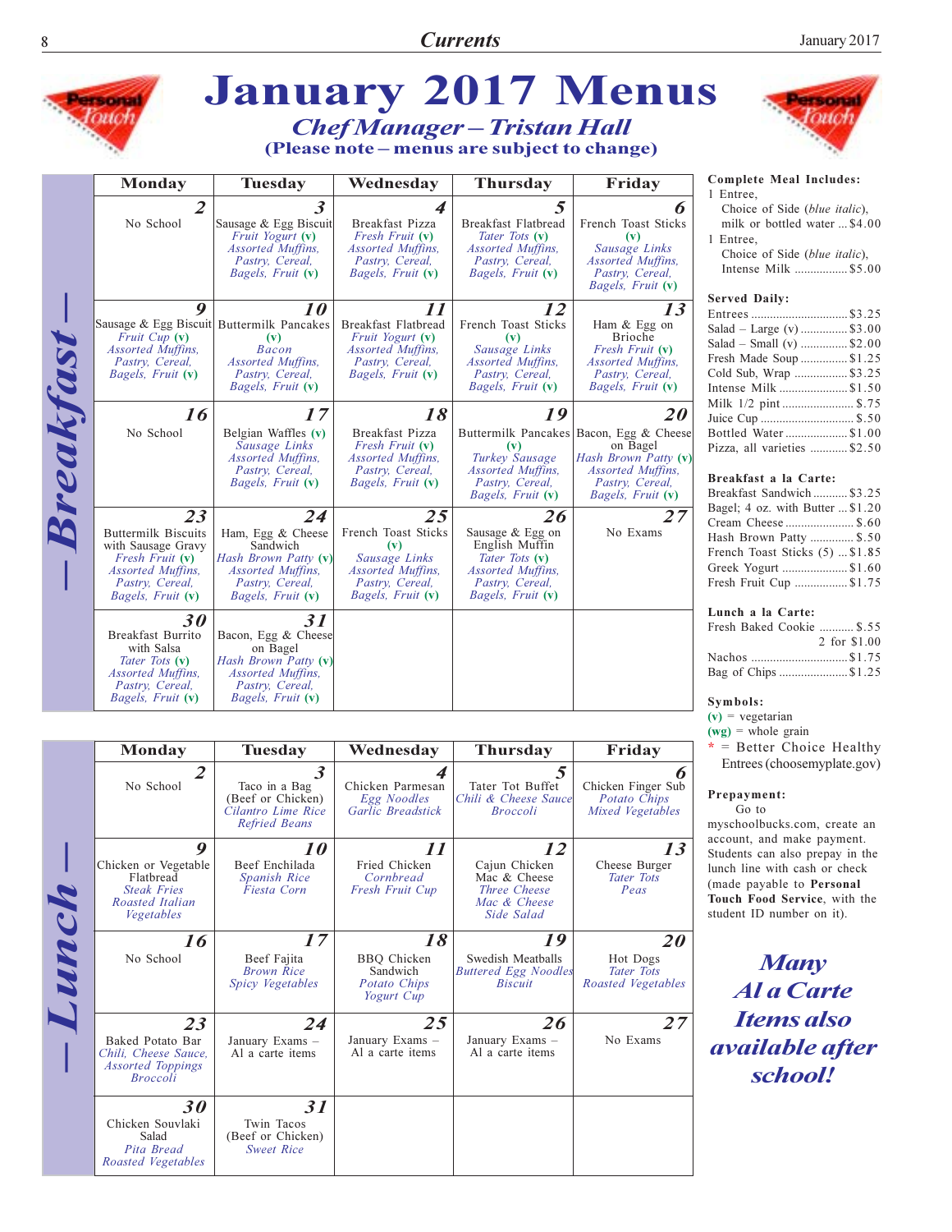# January 2017 Menus

## Chef Manager – Tristan Hall

**(Please note – menus are subject to change)**

### Breakfast

| Monday | Tuesday | Wednesday | Thursday | Friday |
|---|---|---|---|---|
| **2** No School | **3** Sausage & Egg Biscuit *Fruit Yogurt* (v) *Assorted Muffins, Pastry, Cereal, Bagels, Fruit* (v) | **4** Breakfast Pizza *Fresh Fruit* (v) *Assorted Muffins, Pastry, Cereal, Bagels, Fruit* (v) | **5** Breakfast Flatbread *Tater Tots* (v) *Assorted Muffins, Pastry, Cereal, Bagels, Fruit* (v) | **6** French Toast Sticks (v) *Sausage Links Assorted Muffins, Pastry, Cereal, Bagels, Fruit* (v) |
| **9** Sausage & Egg Biscuit *Fruit Cup* (v) *Assorted Muffins, Pastry, Cereal, Bagels, Fruit* (v) | **10** Buttermilk Pancakes (v) *Bacon Assorted Muffins, Pastry, Cereal, Bagels, Fruit* (v) | **11** Breakfast Flatbread *Fruit Yogurt* (v) *Assorted Muffins, Pastry, Cereal, Bagels, Fruit* (v) | **12** French Toast Sticks (v) *Sausage Links Assorted Muffins, Pastry, Cereal, Bagels, Fruit* (v) | **13** Ham & Egg on Brioche *Fresh Fruit* (v) *Assorted Muffins, Pastry, Cereal, Bagels, Fruit* (v) |
| **16** No School | **17** Belgian Waffles (v) *Sausage Links Assorted Muffins, Pastry, Cereal, Bagels, Fruit* (v) | **18** Breakfast Pizza *Fresh Fruit* (v) *Assorted Muffins, Pastry, Cereal, Bagels, Fruit* (v) | **19** Buttermilk Pancakes (v) *Turkey Sausage Assorted Muffins, Pastry, Cereal, Bagels, Fruit* (v) | **20** Bacon, Egg & Cheese on Bagel *Hash Brown Patty* (v) *Assorted Muffins, Pastry, Cereal, Bagels, Fruit* (v) |
| **23** Buttermilk Biscuits with Sausage Gravy *Fresh Fruit* (v) *Assorted Muffins, Pastry, Cereal, Bagels, Fruit* (v) | **24** Ham, Egg & Cheese Sandwich *Hash Brown Patty* (v) *Assorted Muffins, Pastry, Cereal, Bagels, Fruit* (v) | **25** French Toast Sticks (v) *Sausage Links Assorted Muffins, Pastry, Cereal, Bagels, Fruit* (v) | **26** Sausage & Egg on English Muffin *Tater Tots* (v) *Assorted Muffins, Pastry, Cereal, Bagels, Fruit* (v) | **27** No Exams |
| **30** Breakfast Burrito with Salsa *Tater Tots* (v) *Assorted Muffins, Pastry, Cereal, Bagels, Fruit* (v) | **31** Bacon, Egg & Cheese on Bagel *Hash Brown Patty* (v) *Assorted Muffins, Pastry, Cereal, Bagels, Fruit* (v) | | | |

### Lunch

| Monday | Tuesday | Wednesday | Thursday | Friday |
|---|---|---|---|---|
| **2** No School | **3** Taco in a Bag (Beef or Chicken) *Cilantro Lime Rice Refried Beans* | **4** Chicken Parmesan *Egg Noodles Garlic Breadstick* | **5** Tater Tot Buffet *Chili & Cheese Sauce Broccoli* | **6** Chicken Finger Sub *Potato Chips Mixed Vegetables* |
| **9** Chicken or Vegetable Flatbread *Steak Fries Roasted Italian Vegetables* | **10** Beef Enchilada *Spanish Rice Fiesta Corn* | **11** Fried Chicken *Cornbread Fresh Fruit Cup* | **12** Cajun Chicken Mac & Cheese *Three Cheese Mac & Cheese Side Salad* | **13** Cheese Burger *Tater Tots Peas* |
| **16** No School | **17** Beef Fajita *Brown Rice Spicy Vegetables* | **18** BBQ Chicken Sandwich *Potato Chips Yogurt Cup* | **19** Swedish Meatballs *Buttered Egg Noodles Biscuit* | **20** Hot Dogs *Tater Tots Roasted Vegetables* |
| **23** Baked Potato Bar *Chili, Cheese Sauce, Assorted Toppings Broccoli* | **24** January Exams – Al a carte items | **25** January Exams – Al a carte items | **26** January Exams – Al a carte items | **27** No Exams |
| **30** Chicken Souvlaki Salad *Pita Bread Roasted Vegetables* | **31** Twin Tacos (Beef or Chicken) *Sweet Rice* | | | |

**Complete Meal Includes:**

1 Entree, Choice of Side (*blue italic*), milk or bottled water ... $4.00

1 Entree, Choice of Side (*blue italic*), Intense Milk ... $5.00

**Served Daily:**

- Entrees ... $3.25
- Salad – Large (v) ... $3.00
- Salad – Small (v) ... $2.00
- Fresh Made Soup ... $1.25
- Cold Sub, Wrap ... $3.25
- Intense Milk ... $1.50
- Milk 1/2 pint ... $.75
- Juice Cup ... $.50
- Bottled Water ... $1.00
- Pizza, all varieties ... $2.50

**Breakfast a la Carte:**

- Breakfast Sandwich ... $3.25
- Bagel; 4 oz. with Butter ... $1.20
- Cream Cheese ... $.60
- Hash Brown Patty ... $.50
- French Toast Sticks (5) ... $1.85
- Greek Yogurt ... $1.60
- Fresh Fruit Cup ... $1.75

**Lunch a la Carte:**

- Fresh Baked Cookie ... $.55, 2 for $1.00
- Nachos ... $1.75
- Bag of Chips ... $1.25

**Symbols:**

(v) = vegetarian
(wg) = whole grain
* = Better Choice Healthy Entrees (choosemyplate.gov)

**Prepayment:**

Go to myschoolbucks.com, create an account, and make payment. Students can also prepay in the lunch line with cash or check (made payable to **Personal Touch Food Service**, with the student ID number on it).

***Many Al a Carte Items also available after school!***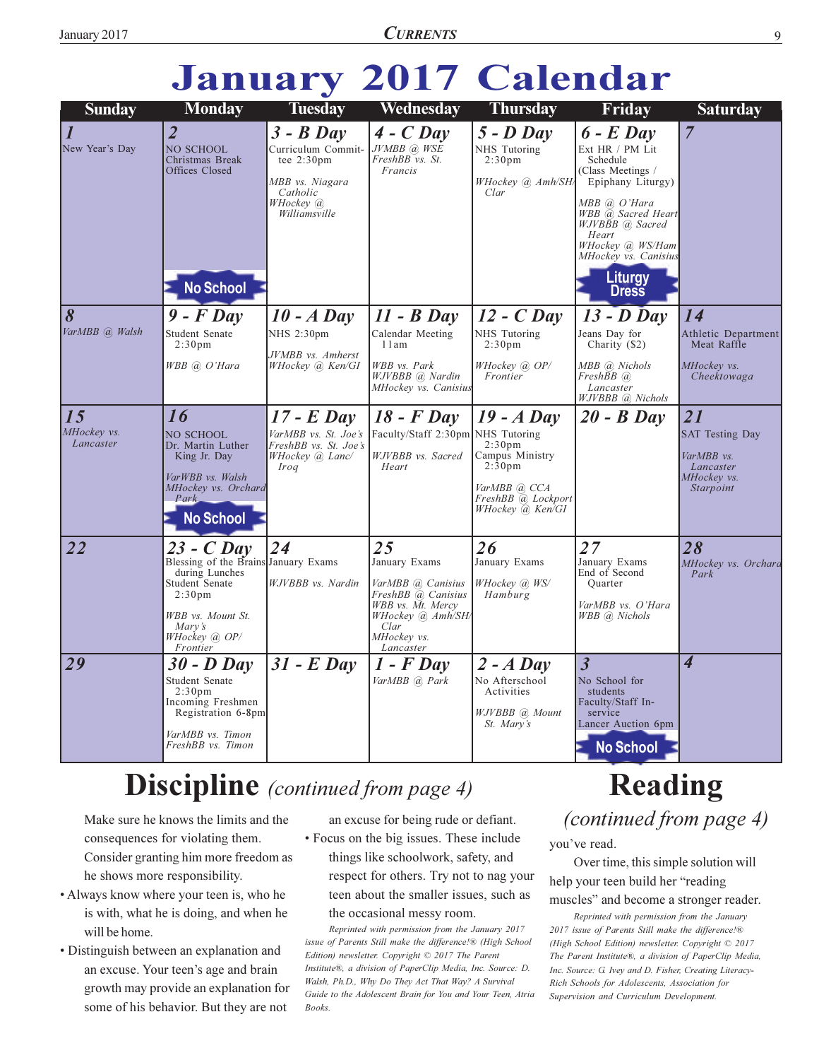# January 2017 Calendar

| Sunday | Monday | Tuesday | Wednesday | Thursday | Friday | Saturday |
|---|---|---|---|---|---|---|
| **1** New Year's Day | **2** NO SCHOOL Christmas Break Offices Closed **No School** | **3 - B Day** Curriculum Committee 2:30pm *MBB vs. Niagara Catholic* *WHockey @ Williamsville* | **4 - C Day** *JVMBB @ WSE* *FreshBB vs. St. Francis* | **5 - D Day** NHS Tutoring 2:30pm *WHockey @ Amh/SH/Clar* | **6 - E Day** Ext HR / PM Lit Schedule (Class Meetings / Epiphany Liturgy) *MBB @ O'Hara* *WBB @ Sacred Heart* *WJVBBB @ Sacred Heart* *WHockey @ WS/Ham* *MHockey vs. Canisius* **Liturgy Dress** | **7** |
| **8** *VarMBB @ Walsh* | **9 - F Day** Student Senate 2:30pm *WBB @ O'Hara* | **10 - A Day** NHS 2:30pm *JVMBB vs. Amherst* *WHockey @ Ken/GI* | **11 - B Day** Calendar Meeting 11am *WBB vs. Park* *WJVBBB @ Nardin* *MHockey vs. Canisius* | **12 - C Day** NHS Tutoring 2:30pm *WHockey @ OP/Frontier* | **13 - D Day** Jeans Day for Charity ($2) *MBB @ Nichols* *FreshBB @ Lancaster* *WJVBBB @ Nichols* | **14** Athletic Department Meat Raffle *MHockey vs. Cheektowaga* |
| **15** *MHockey vs. Lancaster* | **16** NO SCHOOL Dr. Martin Luther King Jr. Day *VarWBB vs. Walsh* *MHockey vs. Orchard Park* **No School** | **17 - E Day** *VarMBB vs. St. Joe's* *FreshBB vs. St. Joe's* *WHockey @ Lanc/Iroq* | **18 - F Day** Faculty/Staff 2:30pm *WJVBBB vs. Sacred Heart* | **19 - A Day** NHS Tutoring 2:30pm Campus Ministry 2:30pm *VarMBB @ CCA* *FreshBB @ Lockport* *WHockey @ Ken/GI* | **20 - B Day** | **21** SAT Testing Day *VarMBB vs. Lancaster* *MHockey vs. Starpoint* |
| **22** | **23 - C Day** Blessing of the Brains during Lunches Student Senate 2:30pm *WBB vs. Mount St. Mary's* *WHockey @ OP/Frontier* | **24** January Exams *WJVBBB vs. Nardin* | **25** January Exams *VarMBB @ Canisius* *FreshBB @ Canisius* *WBB vs. Mt. Mercy* *WHockey @ Amh/SH/Clar* *MHockey vs. Lancaster* | **26** January Exams *WHockey @ WS/Hamburg* | **27** January Exams End of Second Quarter *VarMBB vs. O'Hara* *WBB @ Nichols* | **28** *MHockey vs. Orchard Park* |
| **29** | **30 - D Day** Student Senate 2:30pm Incoming Freshmen Registration 6-8pm *VarMBB vs. Timon* *FreshBB vs. Timon* | **31 - E Day** | **1 - F Day** *VarMBB @ Park* | **2 - A Day** No Afterschool Activities *WJVBBB @ Mount St. Mary's* | **3** No School for students Faculty/Staff In-service Lancer Auction 6pm **No School** | **4** |

## Discipline *(continued from page 4)*

Make sure he knows the limits and the consequences for violating them. Consider granting him more freedom as he shows more responsibility.

- Always know where your teen is, who he is with, what he is doing, and when he will be home.
- Distinguish between an explanation and an excuse. Your teen's age and brain growth may provide an explanation for some of his behavior. But they are not an excuse for being rude or defiant.
- Focus on the big issues. These include things like schoolwork, safety, and respect for others. Try not to nag your teen about the smaller issues, such as the occasional messy room.

*Reprinted with permission from the January 2017 issue of Parents Still make the difference!® (High School Edition) newsletter. Copyright © 2017 The Parent Institute®, a division of PaperClip Media, Inc. Source: D. Walsh, Ph.D., Why Do They Act That Way? A Survival Guide to the Adolescent Brain for You and Your Teen, Atria Books.*

## Reading

*(continued from page 4)*

you've read.

Over time, this simple solution will help your teen build her "reading muscles" and become a stronger reader.

*Reprinted with permission from the January 2017 issue of Parents Still make the difference!® (High School Edition) newsletter. Copyright © 2017 The Parent Institute®, a division of PaperClip Media, Inc. Source: G. Ivey and D. Fisher, Creating Literacy-Rich Schools for Adolescents, Association for Supervision and Curriculum Development.*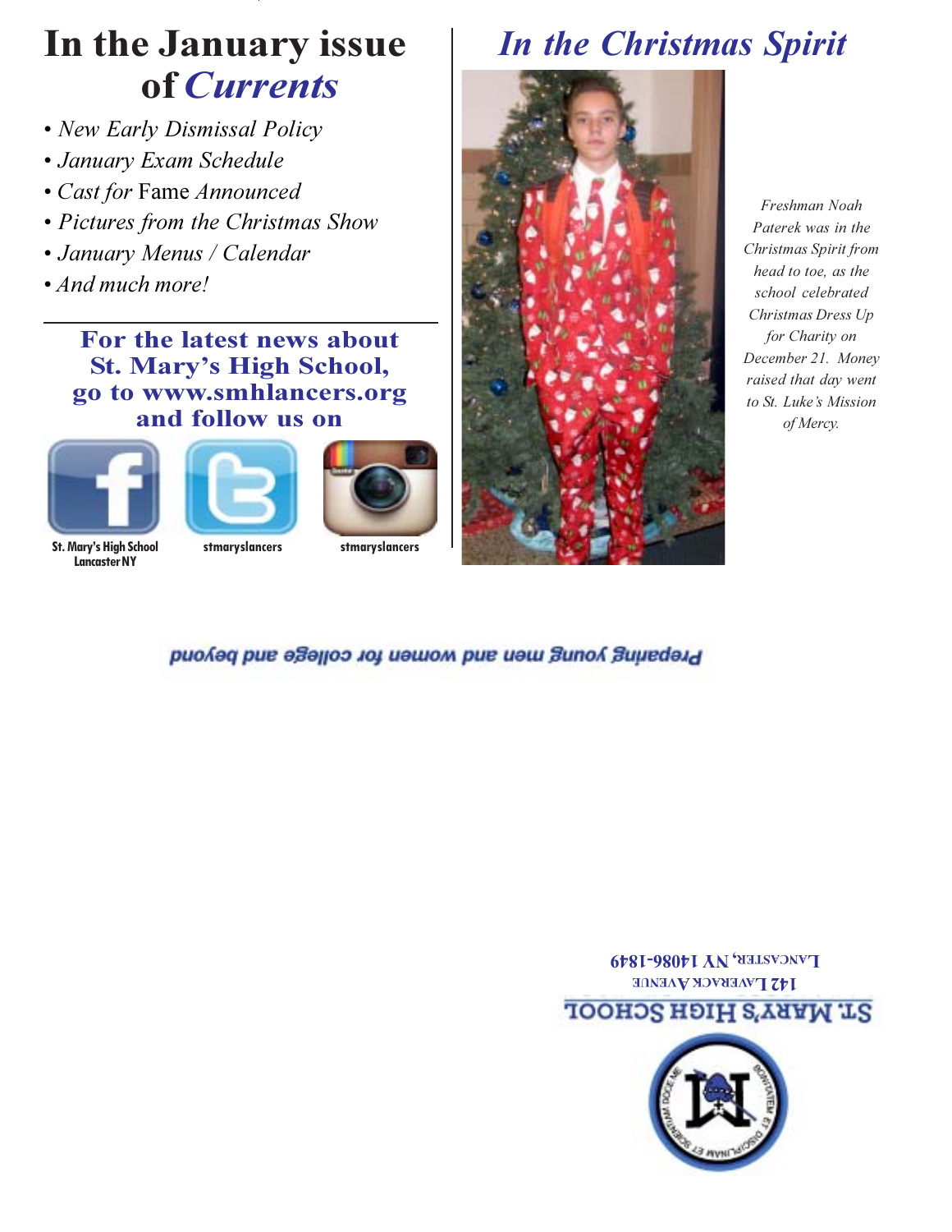# In the January issue of *Currents*

- *New Early Dismissal Policy*
- *January Exam Schedule*
- *Cast for* Fame *Announced*
- *Pictures from the Christmas Show*
- *January Menus / Calendar*
- *And much more!*

---

**For the latest news about St. Mary's High School, go to www.smhlancers.org and follow us on**

St. Mary's High School Lancaster NY

stmaryslancers

stmaryslancers

# *In the Christmas Spirit*

*Freshman Noah Paterek was in the Christmas Spirit from head to toe, as the school celebrated Christmas Dress Up for Charity on December 21. Money raised that day went to St. Luke's Mission of Mercy.*

Preparing young men and women for college and beyond

St. Mary's High School
142 Laverack Avenue
Lancaster, NY 14086-1849